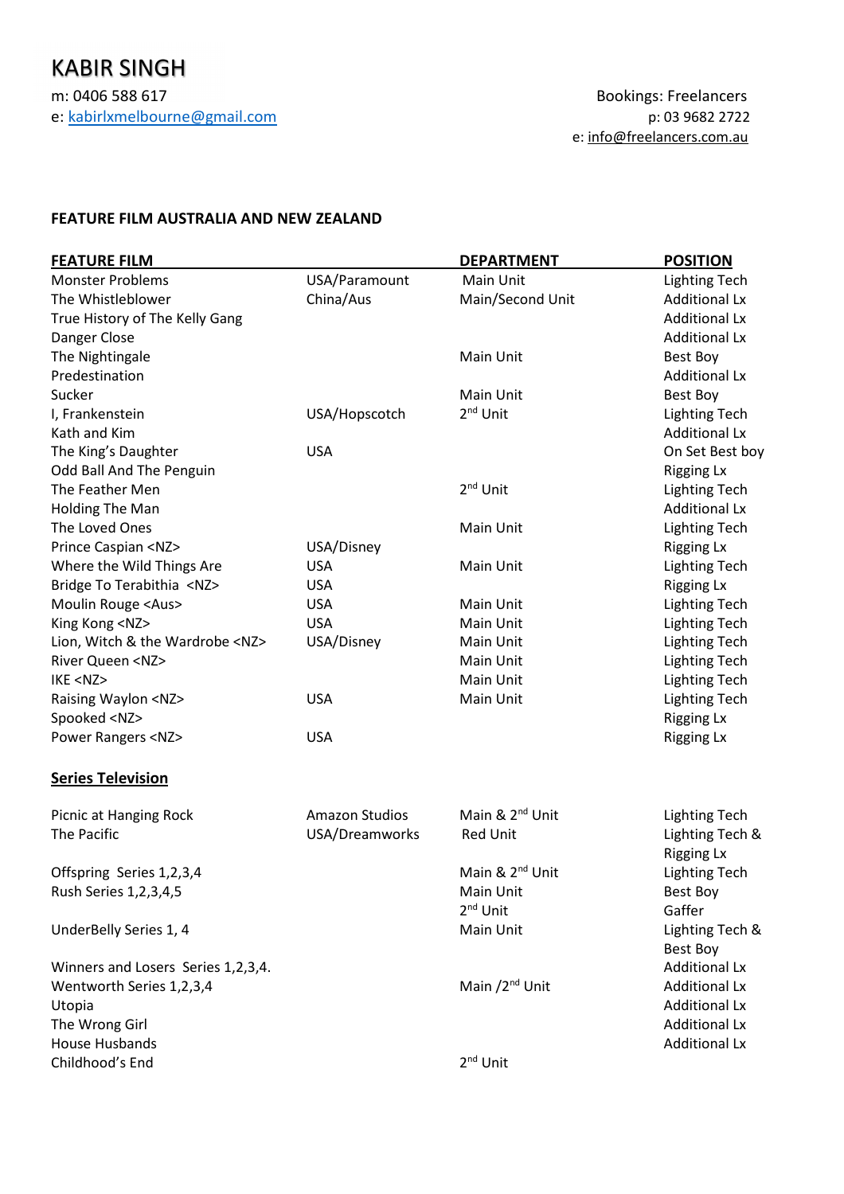# KABIR SINGH

m: 0406 588 617
e: kabirlxmelbourne@gmail.com

Bookings: Freelancers
p: 03 9682 2722
e: info@freelancers.com.au

**FEATURE FILM AUSTRALIA AND NEW ZEALAND**

| FEATURE FILM | | DEPARTMENT | POSITION |
|---|---|---|---|
| Monster Problems | USA/Paramount | Main Unit | Lighting Tech |
| The Whistleblower | China/Aus | Main/Second Unit | Additional Lx |
| True History of The Kelly Gang | | | Additional Lx |
| Danger Close | | | Additional Lx |
| The Nightingale | | Main Unit | Best Boy |
| Predestination | | | Additional Lx |
| Sucker | | Main Unit | Best Boy |
| I, Frankenstein | USA/Hopscotch | 2nd Unit | Lighting Tech |
| Kath and Kim | | | Additional Lx |
| The King's Daughter | USA | | On Set Best boy |
| Odd Ball And The Penguin | | | Rigging Lx |
| The Feather Men | | 2nd Unit | Lighting Tech |
| Holding The Man | | | Additional Lx |
| The Loved Ones | | Main Unit | Lighting Tech |
| Prince Caspian <NZ> | USA/Disney | | Rigging Lx |
| Where the Wild Things Are | USA | Main Unit | Lighting Tech |
| Bridge To Terabithia <NZ> | USA | | Rigging Lx |
| Moulin Rouge <Aus> | USA | Main Unit | Lighting Tech |
| King Kong <NZ> | USA | Main Unit | Lighting Tech |
| Lion, Witch & the Wardrobe <NZ> | USA/Disney | Main Unit | Lighting Tech |
| River Queen <NZ> | | Main Unit | Lighting Tech |
| IKE <NZ> | | Main Unit | Lighting Tech |
| Raising Waylon <NZ> | USA | Main Unit | Lighting Tech |
| Spooked <NZ> | | | Rigging Lx |
| Power Rangers <NZ> | USA | | Rigging Lx |

## Series Television

| | | | |
|---|---|---|---|
| Picnic at Hanging Rock | Amazon Studios | Main & 2nd Unit | Lighting Tech |
| The Pacific | USA/Dreamworks | Red Unit | Lighting Tech & Rigging Lx |
| Offspring Series 1,2,3,4 | | Main & 2nd Unit | Lighting Tech |
| Rush Series 1,2,3,4,5 | | Main Unit | Best Boy |
| | | 2nd Unit | Gaffer |
| UnderBelly Series 1, 4 | | Main Unit | Lighting Tech & Best Boy |
| Winners and Losers Series 1,2,3,4. | | | Additional Lx |
| Wentworth Series 1,2,3,4 | | Main /2nd Unit | Additional Lx |
| Utopia | | | Additional Lx |
| The Wrong Girl | | | Additional Lx |
| House Husbands | | | Additional Lx |
| Childhood's End | | 2nd Unit | |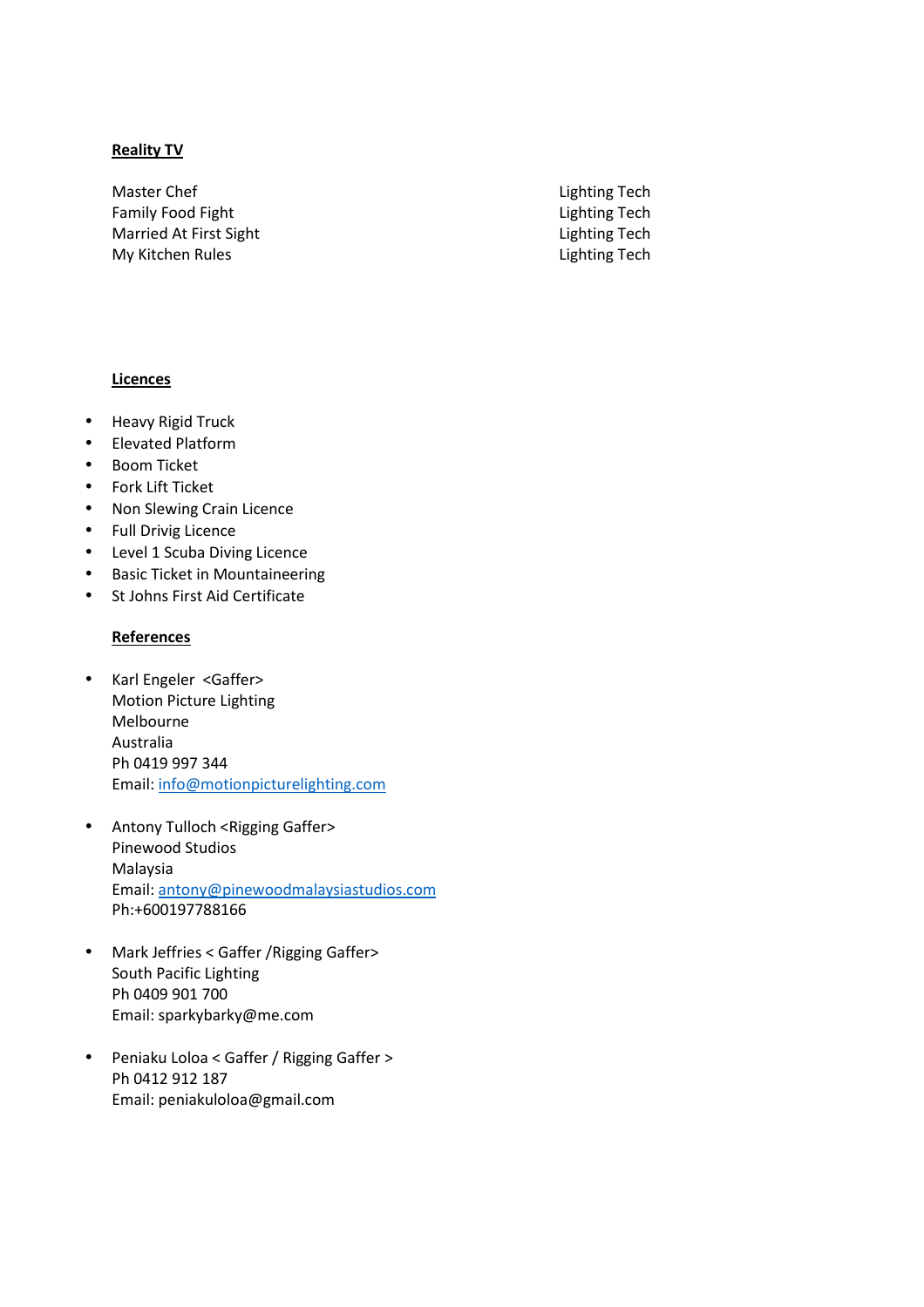## Reality TV

| | |
|---|---|
| Master Chef | Lighting Tech |
| Family Food Fight | Lighting Tech |
| Married At First Sight | Lighting Tech |
| My Kitchen Rules | Lighting Tech |

## Licences

- Heavy Rigid Truck
- Elevated Platform
- Boom Ticket
- Fork Lift Ticket
- Non Slewing Crain Licence
- Full Drivig Licence
- Level 1 Scuba Diving Licence
- Basic Ticket in Mountaineering
- St Johns First Aid Certificate

## References

- Karl Engeler <Gaffer>
  Motion Picture Lighting
  Melbourne
  Australia
  Ph 0419 997 344
  Email: info@motionpicturelighting.com

- Antony Tulloch <Rigging Gaffer>
  Pinewood Studios
  Malaysia
  Email: antony@pinewoodmalaysiastudios.com
  Ph:+600197788166

- Mark Jeffries < Gaffer /Rigging Gaffer>
  South Pacific Lighting
  Ph 0409 901 700
  Email: sparkybarky@me.com

- Peniaku Loloa < Gaffer / Rigging Gaffer >
  Ph 0412 912 187
  Email: peniakuloloa@gmail.com